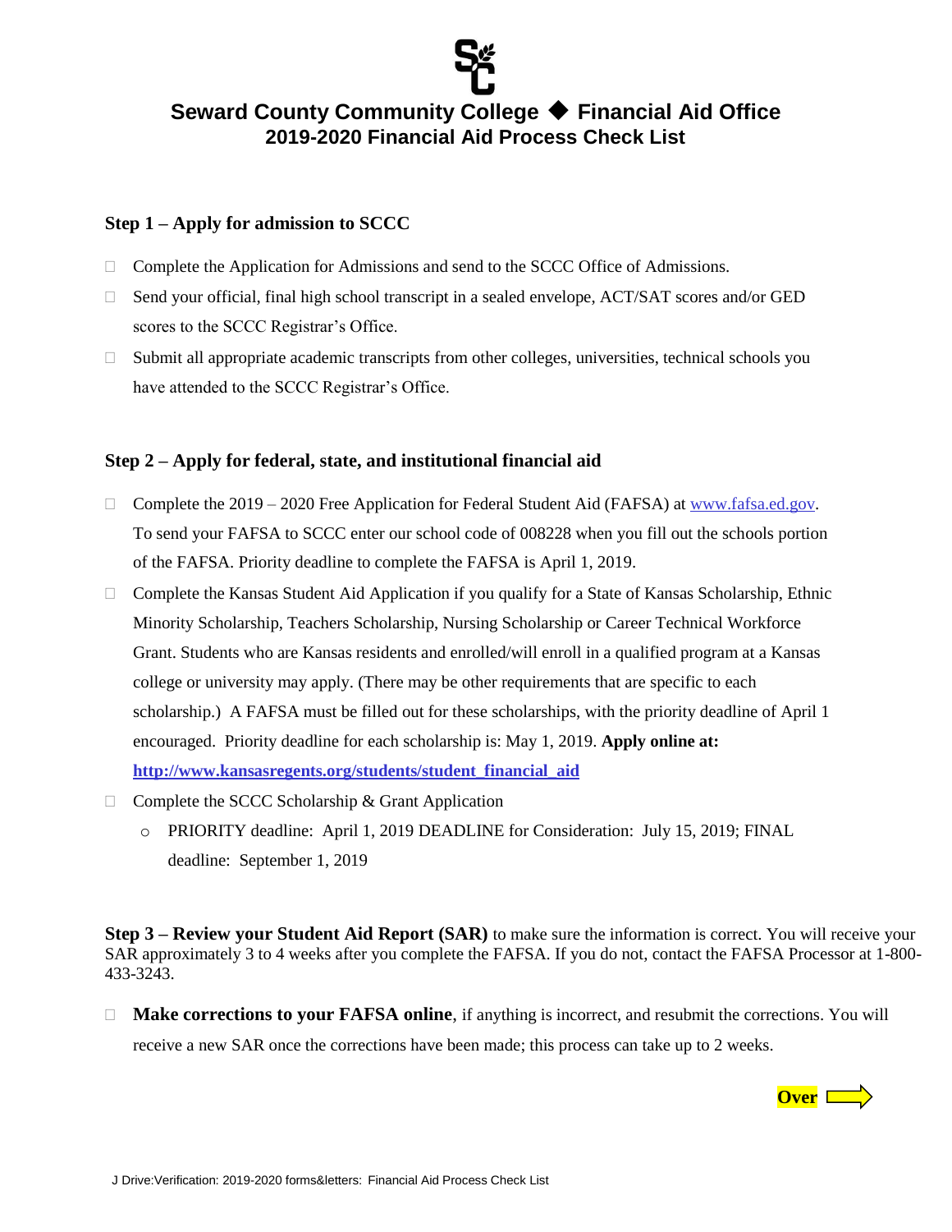# Seward County Community College ◆ Financial Aid Office
## 2019-2020 Financial Aid Process Check List

**Step 1 – Apply for admission to SCCC**

- ☐ Complete the Application for Admissions and send to the SCCC Office of Admissions.
- ☐ Send your official, final high school transcript in a sealed envelope, ACT/SAT scores and/or GED scores to the SCCC Registrar's Office.
- ☐ Submit all appropriate academic transcripts from other colleges, universities, technical schools you have attended to the SCCC Registrar's Office.

**Step 2 – Apply for federal, state, and institutional financial aid**

- ☐ Complete the 2019 – 2020 Free Application for Federal Student Aid (FAFSA) at www.fafsa.ed.gov. To send your FAFSA to SCCC enter our school code of 008228 when you fill out the schools portion of the FAFSA. Priority deadline to complete the FAFSA is April 1, 2019.
- ☐ Complete the Kansas Student Aid Application if you qualify for a State of Kansas Scholarship, Ethnic Minority Scholarship, Teachers Scholarship, Nursing Scholarship or Career Technical Workforce Grant. Students who are Kansas residents and enrolled/will enroll in a qualified program at a Kansas college or university may apply. (There may be other requirements that are specific to each scholarship.) A FAFSA must be filled out for these scholarships, with the priority deadline of April 1 encouraged. Priority deadline for each scholarship is: May 1, 2019. **Apply online at: http://www.kansasregents.org/students/student_financial_aid**
- ☐ Complete the SCCC Scholarship & Grant Application
  - PRIORITY deadline: April 1, 2019 DEADLINE for Consideration: July 15, 2019; FINAL deadline: September 1, 2019

**Step 3 – Review your Student Aid Report (SAR)** to make sure the information is correct. You will receive your SAR approximately 3 to 4 weeks after you complete the FAFSA. If you do not, contact the FAFSA Processor at 1-800-433-3243.

- ☐ **Make corrections to your FAFSA online**, if anything is incorrect, and resubmit the corrections. You will receive a new SAR once the corrections have been made; this process can take up to 2 weeks.

**Over** ⇨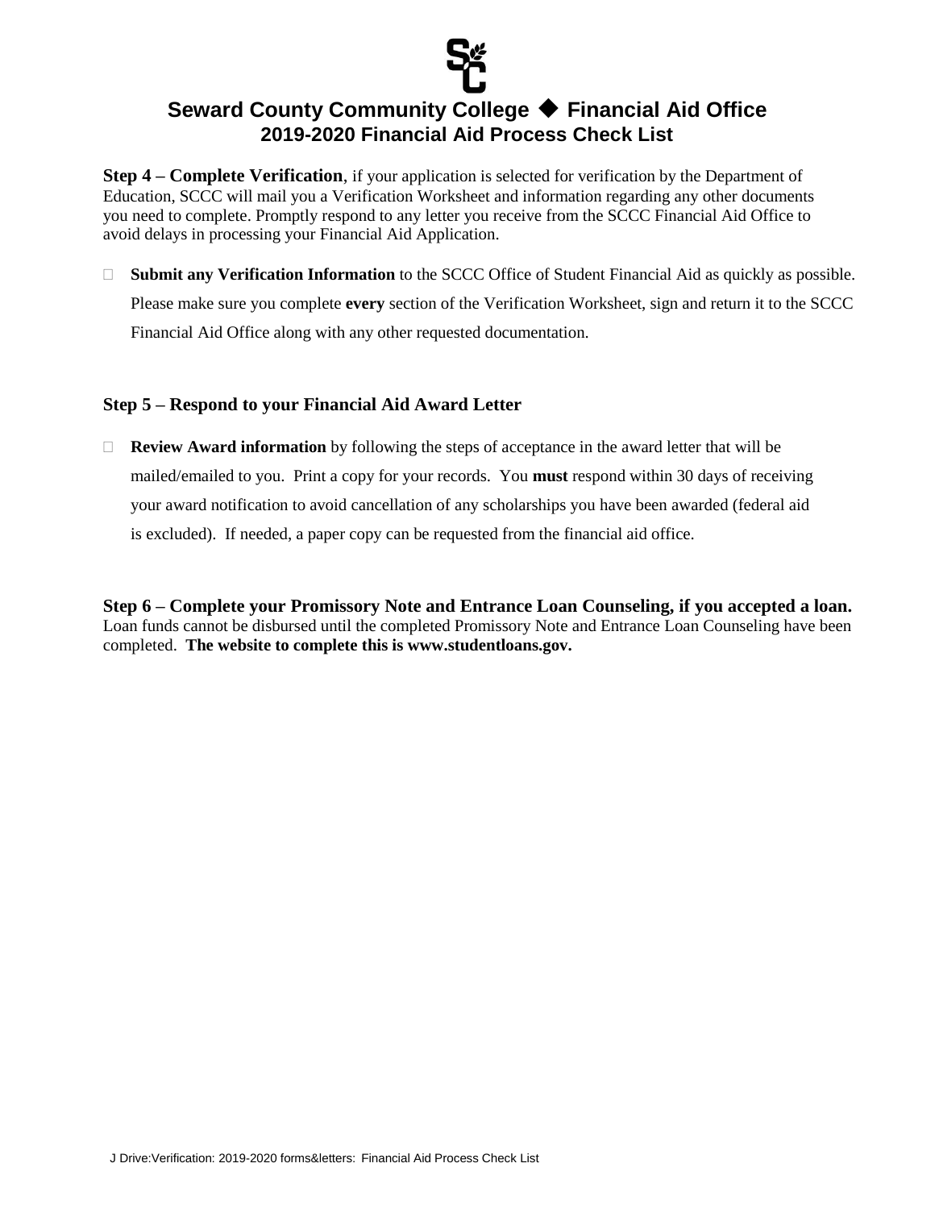# Seward County Community College ◆ Financial Aid Office

## 2019-2020 Financial Aid Process Check List

**Step 4 – Complete Verification**, if your application is selected for verification by the Department of Education, SCCC will mail you a Verification Worksheet and information regarding any other documents you need to complete. Promptly respond to any letter you receive from the SCCC Financial Aid Office to avoid delays in processing your Financial Aid Application.

- ☐ **Submit any Verification Information** to the SCCC Office of Student Financial Aid as quickly as possible. Please make sure you complete **every** section of the Verification Worksheet, sign and return it to the SCCC Financial Aid Office along with any other requested documentation.

**Step 5 – Respond to your Financial Aid Award Letter**

- ☐ **Review Award information** by following the steps of acceptance in the award letter that will be mailed/emailed to you. Print a copy for your records. You **must** respond within 30 days of receiving your award notification to avoid cancellation of any scholarships you have been awarded (federal aid is excluded). If needed, a paper copy can be requested from the financial aid office.

**Step 6 – Complete your Promissory Note and Entrance Loan Counseling, if you accepted a loan.** Loan funds cannot be disbursed until the completed Promissory Note and Entrance Loan Counseling have been completed. **The website to complete this is www.studentloans.gov.**